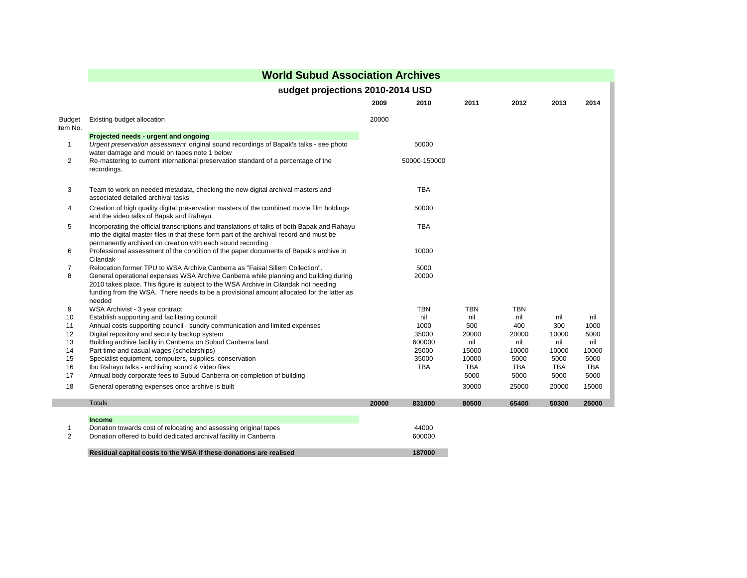# World Subud Association Archives

## Budget projections 2010-2014 USD

| Budget Item No. | | 2009 | 2010 | 2011 | 2012 | 2013 | 2014 |
|---|---|---|---|---|---|---|---|
| | Existing budget allocation | 20000 | | | | | |
| | **Projected needs - urgent and ongoing** | | | | | | |
| 1 | *Urgent preservation assessment* original sound recordings of Bapak's talks - see photo water damage and mould on tapes note 1 below | | 50000 | | | | |
| 2 | Re-mastering to current international preservation standard of a percentage of the recordings. | | 50000-150000 | | | | |
| 3 | Team to work on needed metadata, checking the new digital archival masters and associated detailed archival tasks | | TBA | | | | |
| 4 | Creation of high quality digital preservation masters of the combined movie film holdings and the video talks of Bapak and Rahayu. | | 50000 | | | | |
| 5 | Incorporating the official transcriptions and translations of talks of both Bapak and Rahayu into the digital master files in that these form part of the archival record and must be permanently archived on creation with each sound recording | | TBA | | | | |
| 6 | Professional assessment of the condition of the paper documents of Bapak's archive in Cilandak | | 10000 | | | | |
| 7 | Relocation former TPU to WSA Archive Canberra as "Faisal Sillem Collection". | | 5000 | | | | |
| 8 | General operational expenses WSA Archive Canberra while planning and building during 2010 takes place. This figure is subject to the WSA Archive in Cilandak not needing funding from the WSA. There needs to be a provisional amount allocated for the latter as needed | | 20000 | | | | |
| 9 | WSA Archivist - 3 year contract | | TBN | TBN | TBN | | |
| 10 | Establish supporting and facilitating council | | nil | nil | nil | nil | nil |
| 11 | Annual costs supporting council - sundry communication and limited expenses | | 1000 | 500 | 400 | 300 | 1000 |
| 12 | Digital repository and security backup system | | 35000 | 20000 | 20000 | 10000 | 5000 |
| 13 | Building archive facility in Canberra on Subud Canberra land | | 600000 | nil | nil | nil | nil |
| 14 | Part time and casual wages (scholarships) | | 25000 | 15000 | 10000 | 10000 | 10000 |
| 15 | Specialist equipment, computers, supplies, conservation | | 35000 | 10000 | 5000 | 5000 | 5000 |
| 16 | Ibu Rahayu talks - archiving sound & video files | | TBA | TBA | TBA | TBA | TBA |
| 17 | Annual body corporate fees to Subud Canberra on completion of building | | | 5000 | 5000 | 5000 | 5000 |
| 18 | General operating expenses once archive is built | | | 30000 | 25000 | 20000 | 15000 |
| | Totals | **20000** | **831000** | **80500** | **65400** | **50300** | **25000** |

| | | 2010 |
|---|---|---|
| | **Income** | |
| 1 | Donation towards cost of relocating and assessing original tapes | 44000 |
| 2 | Donation offered to build dedicated archival facility in Canberra | 600000 |
| | **Residual capital costs to the WSA if these donations are realised** | **187000** |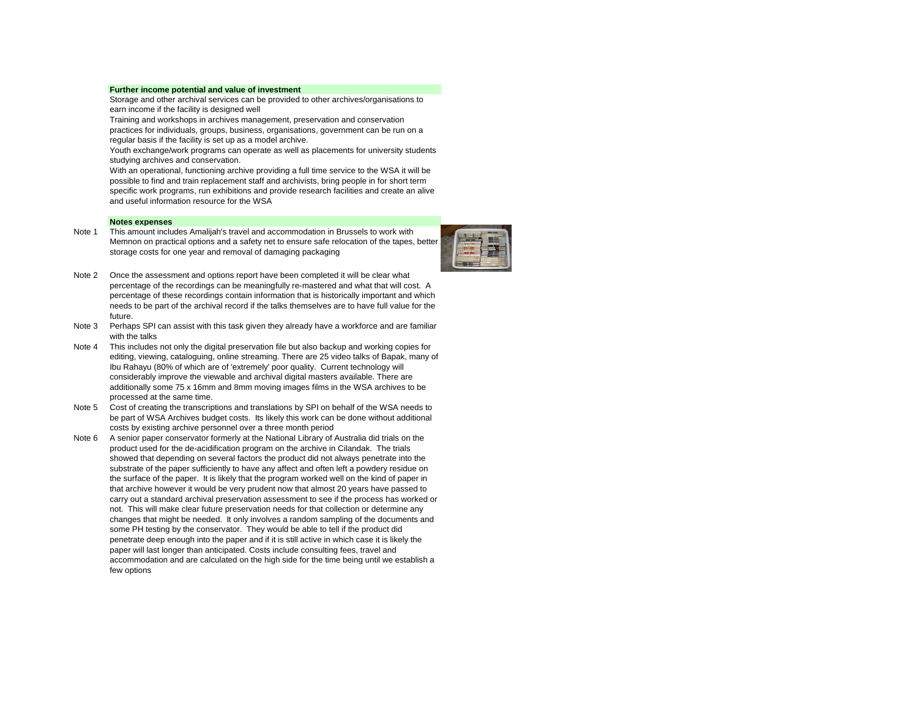**Further income potential and value of investment**

Storage and other archival services can be provided to other archives/organisations to earn income if the facility is designed well

Training and workshops in archives management, preservation and conservation practices for individuals, groups, business, organisations, government can be run on a regular basis if the facility is set up as a model archive.

Youth exchange/work programs can operate as well as placements for university students studying archives and conservation.

With an operational, functioning archive providing a full time service to the WSA it will be possible to find and train replacement staff and archivists, bring people in for short term specific work programs, run exhibitions and provide research facilities and create an alive and useful information resource for the WSA

**Notes expenses**

Note 1 This amount includes Amalijah's travel and accommodation in Brussels to work with Memnon on practical options and a safety net to ensure safe relocation of the tapes, better storage costs for one year and removal of damaging packaging

Note 2 Once the assessment and options report have been completed it will be clear what percentage of the recordings can be meaningfully re-mastered and what that will cost. A percentage of these recordings contain information that is historically important and which needs to be part of the archival record if the talks themselves are to have full value for the future.

Note 3 Perhaps SPI can assist with this task given they already have a workforce and are familiar with the talks

Note 4 This includes not only the digital preservation file but also backup and working copies for editing, viewing, cataloguing, online streaming. There are 25 video talks of Bapak, many of Ibu Rahayu (80% of which are of 'extremely' poor quality. Current technology will considerably improve the viewable and archival digital masters available. There are additionally some 75 x 16mm and 8mm moving images films in the WSA archives to be processed at the same time.

Note 5 Cost of creating the transcriptions and translations by SPI on behalf of the WSA needs to be part of WSA Archives budget costs. Its likely this work can be done without additional costs by existing archive personnel over a three month period

Note 6 A senior paper conservator formerly at the National Library of Australia did trials on the product used for the de-acidification program on the archive in Cilandak. The trials showed that depending on several factors the product did not always penetrate into the substrate of the paper sufficiently to have any affect and often left a powdery residue on the surface of the paper. It is likely that the program worked well on the kind of paper in that archive however it would be very prudent now that almost 20 years have passed to carry out a standard archival preservation assessment to see if the process has worked or not. This will make clear future preservation needs for that collection or determine any changes that might be needed. It only involves a random sampling of the documents and some PH testing by the conservator. They would be able to tell if the product did penetrate deep enough into the paper and if it is still active in which case it is likely the paper will last longer than anticipated. Costs include consulting fees, travel and accommodation and are calculated on the high side for the time being until we establish a few options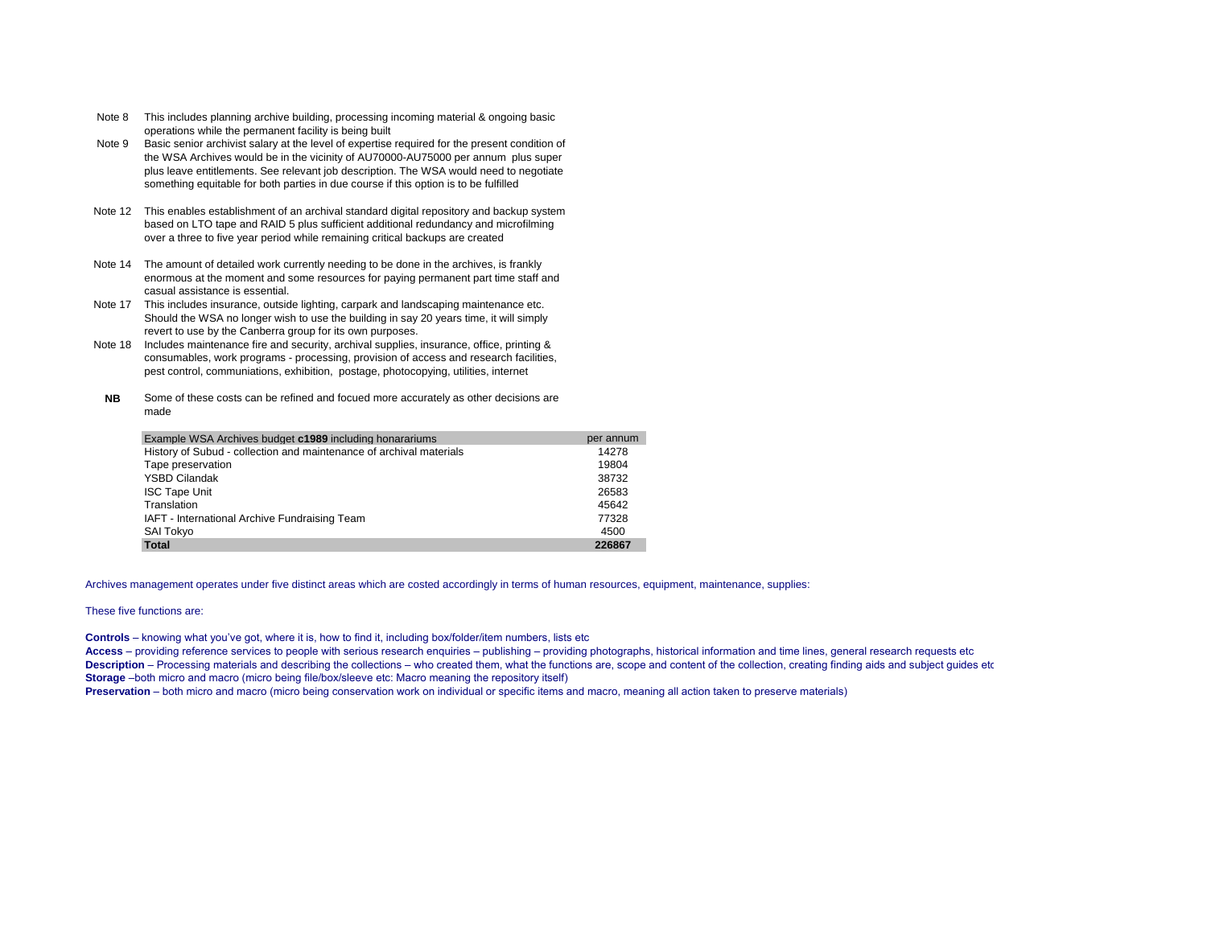| | |
|---|---|
| Note 8 | This includes planning archive building, processing incoming material & ongoing basic operations while the permanent facility is being built |
| Note 9 | Basic senior archivist salary at the level of expertise required for the present condition of the WSA Archives would be in the vicinity of AU70000-AU75000 per annum plus super plus leave entitlements. See relevant job description. The WSA would need to negotiate something equitable for both parties in due course if this option is to be fulfilled |
| Note 12 | This enables establishment of an archival standard digital repository and backup system based on LTO tape and RAID 5 plus sufficient additional redundancy and microfilming over a three to five year period while remaining critical backups are created |
| Note 14 | The amount of detailed work currently needing to be done in the archives, is frankly enormous at the moment and some resources for paying permanent part time staff and casual assistance is essential. |
| Note 17 | This includes insurance, outside lighting, carpark and landscaping maintenance etc. Should the WSA no longer wish to use the building in say 20 years time, it will simply revert to use by the Canberra group for its own purposes. |
| Note 18 | Includes maintenance fire and security, archival supplies, insurance, office, printing & consumables, work programs - processing, provision of access and research facilities, pest control, communiations, exhibition, postage, photocopying, utilities, internet |
| **NB** | Some of these costs can be refined and focued more accurately as other decisions are made |

| Example WSA Archives budget **c1989** including honorariums | per annum |
|---|---|
| History of Subud - collection and maintenance of archival materials | 14278 |
| Tape preservation | 19804 |
| YSBD Cilandak | 38732 |
| ISC Tape Unit | 26583 |
| Translation | 45642 |
| IAFT - International Archive Fundraising Team | 77328 |
| SAI Tokyo | 4500 |
| **Total** | **226867** |

Archives management operates under five distinct areas which are costed accordingly in terms of human resources, equipment, maintenance, supplies:

These five functions are:

**Controls** – knowing what you've got, where it is, how to find it, including box/folder/item numbers, lists etc
**Access** – providing reference services to people with serious research enquiries – publishing – providing photographs, historical information and time lines, general research requests etc
**Description** – Processing materials and describing the collections – who created them, what the functions are, scope and content of the collection, creating finding aids and subject guides etc
**Storage** –both micro and macro (micro being file/box/sleeve etc: Macro meaning the repository itself)
**Preservation** – both micro and macro (micro being conservation work on individual or specific items and macro, meaning all action taken to preserve materials)